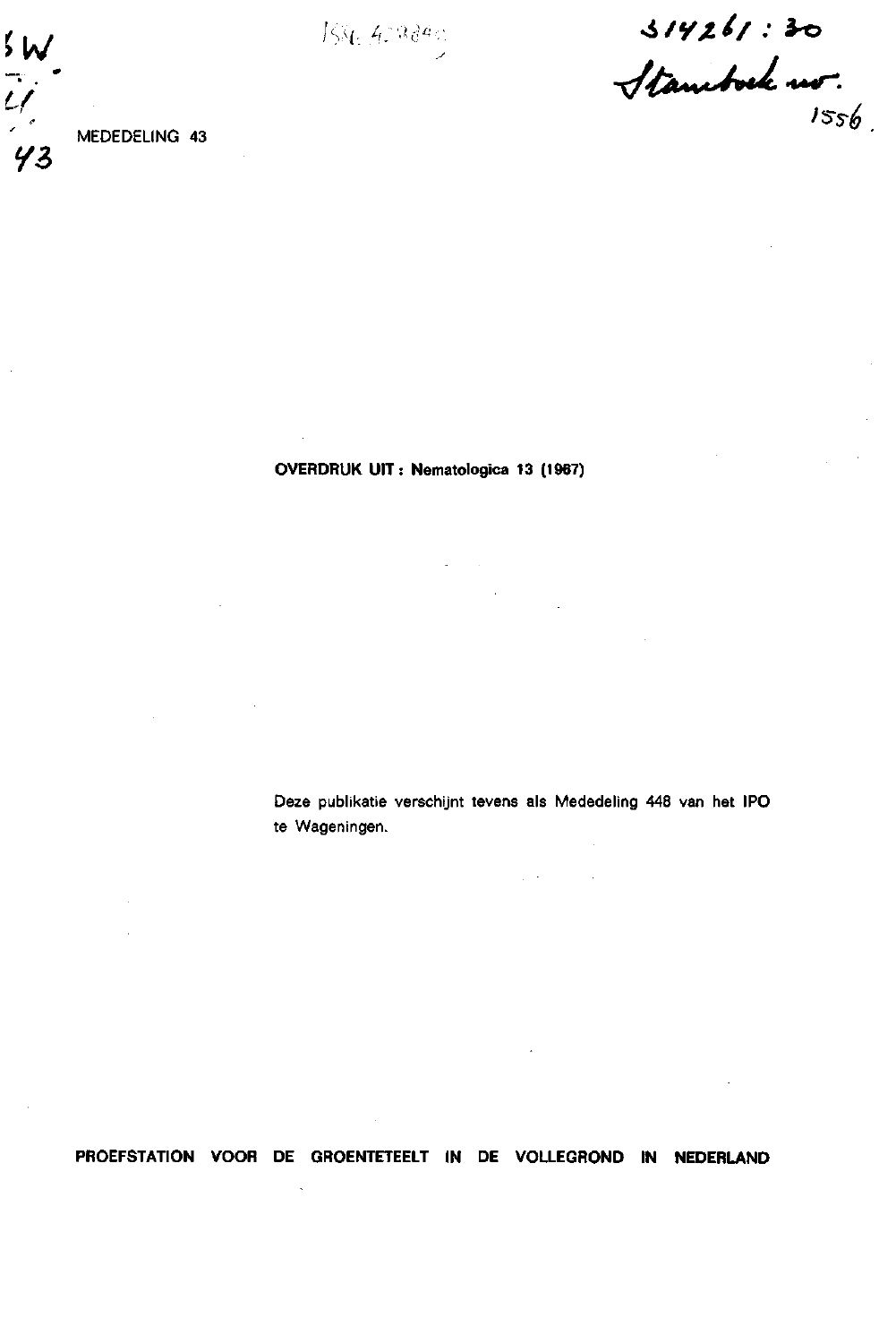MEDEDELING 43

**OVERDRUK UIT: Nematologica 13 (1967)**

Deze publikatie verschijnt tevens als Mededeling 448 van het IPO te Wageningen.

**PROEFSTATION VOOR DE GROENTETEELT IN DE VOLLEGROND IN NEDERLAND**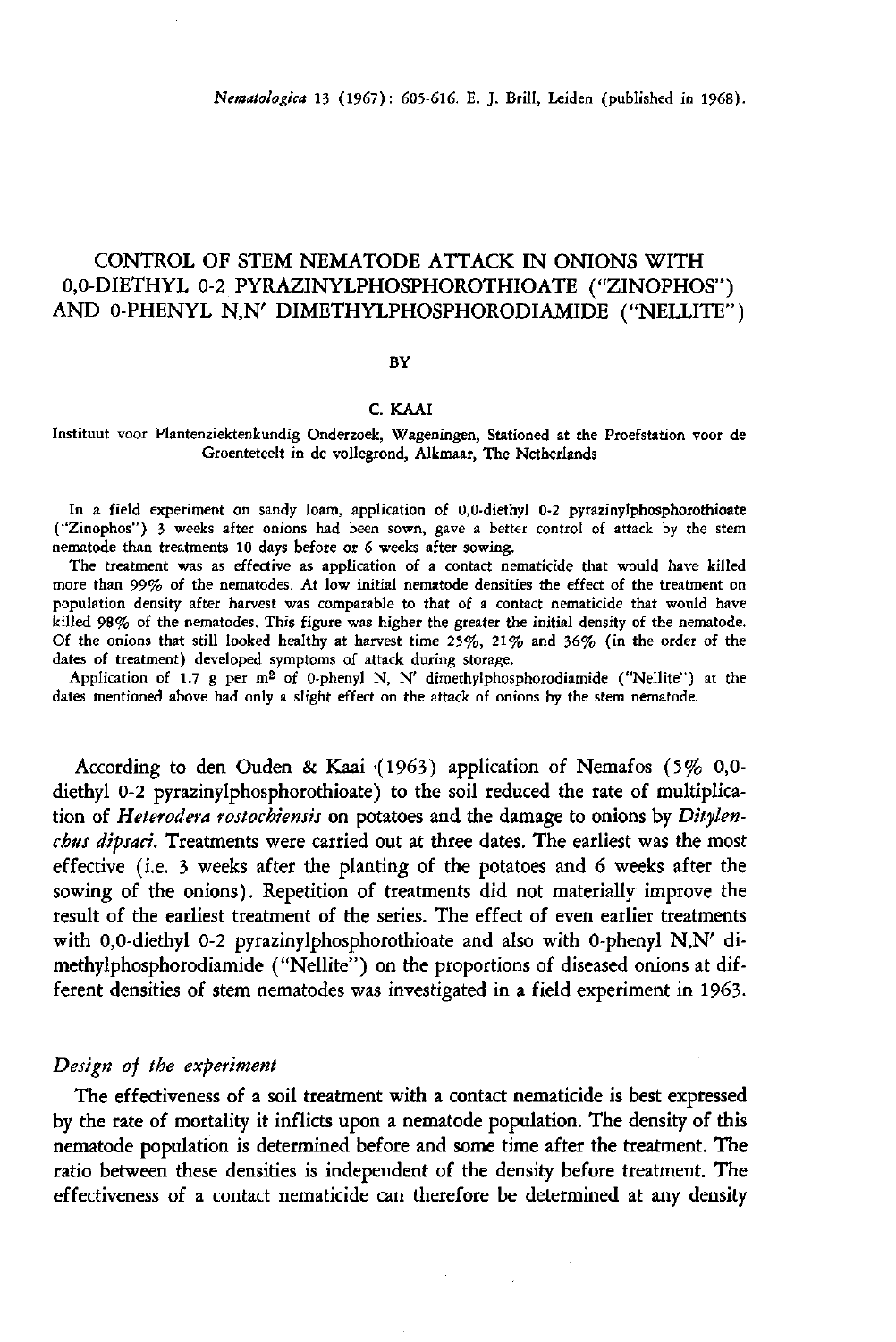# CONTROL OF STEM NEMATODE ATTACK IN ONIONS WITH 0,0-DIETHYL 0-2 PYRAZINYLPHOSPHOROTHIOATE ("ZINOPHOS") AND 0-PHENYL N,N' DIMETHYLPHOSPHORODIAMIDE ("NELLITE")

BY

C. KAAI

Instituut voor Plantenziektenkundig Onderzoek, Wageningen, Stationed at the Proefstation voor de Groenteteelt in de vollegrond, Alkmaar, The Netherlands

In a field experiment on sandy loam, application of 0,0-diethyl 0-2 pyrazinylphosphorothioate ("Zinophos") 3 weeks after onions had been sown, gave a better control of attack by the stem nematode than treatments 10 days before or 6 weeks after sowing.

The treatment was as effective as application of a contact nematicide that would have killed more than 99% of the nematodes. At low initial nematode densities the effect of the treatment on population density after harvest was comparable to that of a contact nematicide that would have killed 98% of the nematodes. This figure was higher the greater the initial density of the nematode. Of the onions that still looked healthy at harvest time 25%, 21% and 36% (in the order of the dates of treatment) developed symptoms of attack during storage.

Application of 1.7 g per m$^2$ of 0-phenyl N, N' dimethylphosphorodiamide ("Nellite") at the dates mentioned above had only a slight effect on the attack of onions by the stem nematode.

According to den Ouden & Kaai (1963) application of Nemafos (5% 0,0-diethyl 0-2 pyrazinylphosphorothioate) to the soil reduced the rate of multiplication of *Heterodera rostochiensis* on potatoes and the damage to onions by *Ditylenchus dipsaci*. Treatments were carried out at three dates. The earliest was the most effective (i.e. 3 weeks after the planting of the potatoes and 6 weeks after the sowing of the onions). Repetition of treatments did not materially improve the result of the earliest treatment of the series. The effect of even earlier treatments with 0,0-diethyl 0-2 pyrazinylphosphorothioate and also with 0-phenyl N,N' dimethylphosphorodiamide ("Nellite") on the proportions of diseased onions at different densities of stem nematodes was investigated in a field experiment in 1963.

### *Design of the experiment*

The effectiveness of a soil treatment with a contact nematicide is best expressed by the rate of mortality it inflicts upon a nematode population. The density of this nematode population is determined before and some time after the treatment. The ratio between these densities is independent of the density before treatment. The effectiveness of a contact nematicide can therefore be determined at any density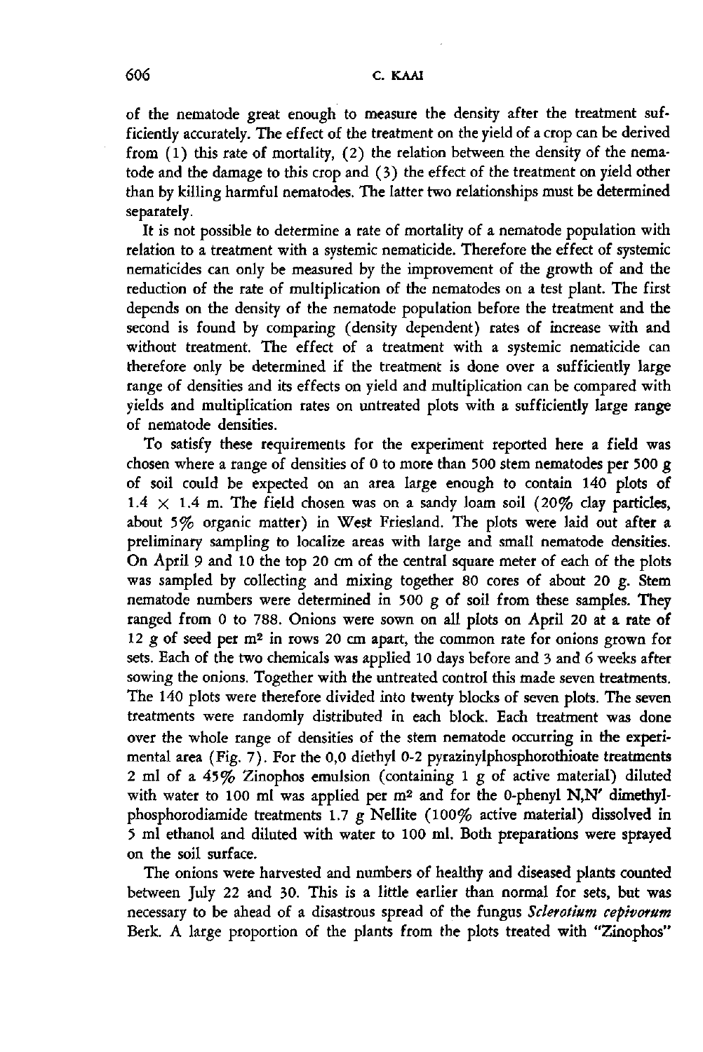of the nematode great enough to measure the density after the treatment sufficiently accurately. The effect of the treatment on the yield of a crop can be derived from (1) this rate of mortality, (2) the relation between the density of the nematode and the damage to this crop and (3) the effect of the treatment on yield other than by killing harmful nematodes. The latter two relationships must be determined separately.

It is not possible to determine a rate of mortality of a nematode population with relation to a treatment with a systemic nematicide. Therefore the effect of systemic nematicides can only be measured by the improvement of the growth of and the reduction of the rate of multiplication of the nematodes on a test plant. The first depends on the density of the nematode population before the treatment and the second is found by comparing (density dependent) rates of increase with and without treatment. The effect of a treatment with a systemic nematicide can therefore only be determined if the treatment is done over a sufficiently large range of densities and its effects on yield and multiplication can be compared with yields and multiplication rates on untreated plots with a sufficiently large range of nematode densities.

To satisfy these requirements for the experiment reported here a field was chosen where a range of densities of 0 to more than 500 stem nematodes per 500 g of soil could be expected on an area large enough to contain 140 plots of 1.4 × 1.4 m. The field chosen was on a sandy loam soil (20% clay particles, about 5% organic matter) in West Friesland. The plots were laid out after a preliminary sampling to localize areas with large and small nematode densities. On April 9 and 10 the top 20 cm of the central square meter of each of the plots was sampled by collecting and mixing together 80 cores of about 20 g. Stem nematode numbers were determined in 500 g of soil from these samples. They ranged from 0 to 788. Onions were sown on all plots on April 20 at a rate of 12 g of seed per m² in rows 20 cm apart, the common rate for onions grown for sets. Each of the two chemicals was applied 10 days before and 3 and 6 weeks after sowing the onions. Together with the untreated control this made seven treatments. The 140 plots were therefore divided into twenty blocks of seven plots. The seven treatments were randomly distributed in each block. Each treatment was done over the whole range of densities of the stem nematode occurring in the experimental area (Fig. 7). For the 0,0 diethyl 0-2 pyrazinylphosphorothioate treatments 2 ml of a 45% Zinophos emulsion (containing 1 g of active material) diluted with water to 100 ml was applied per m² and for the 0-phenyl N,N' dimethylphosphorodiamide treatments 1.7 g Nellite (100% active material) dissolved in 5 ml ethanol and diluted with water to 100 ml. Both preparations were sprayed on the soil surface.

The onions were harvested and numbers of healthy and diseased plants counted between July 22 and 30. This is a little earlier than normal for sets, but was necessary to be ahead of a disastrous spread of the fungus *Sclerotium cepivorum* Berk. A large proportion of the plants from the plots treated with "Zinophos"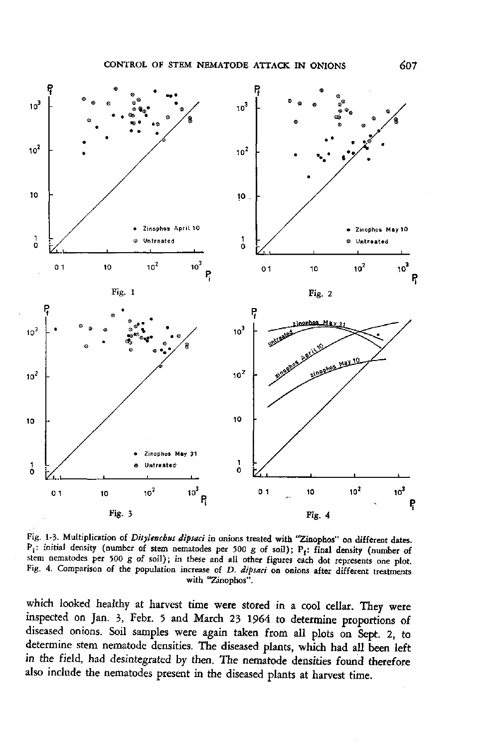Fig. 1

Fig. 2

Fig. 3

Fig. 4

Fig. 1-3. Multiplication of *Ditylenchus dipsaci* in onions treated with "Zinophos" on different dates. $P_i$: initial density (number of stem nematodes per 500 g of soil); $P_f$: final density (number of stem nematodes per 500 g of soil); in these and all other figures each dot represents one plot. Fig. 4. Comparison of the population increase of *D. dipsaci* on onions after different treatments with "Zinophos".

which looked healthy at harvest time were stored in a cool cellar. They were inspected on Jan. 3, Febr. 5 and March 23 1964 to determine proportions of diseased onions. Soil samples were again taken from all plots on Sept. 2, to determine stem nematode densities. The diseased plants, which had all been left in the field, had desintegrated by then. The nematode densities found therefore also include the nematodes present in the diseased plants at harvest time.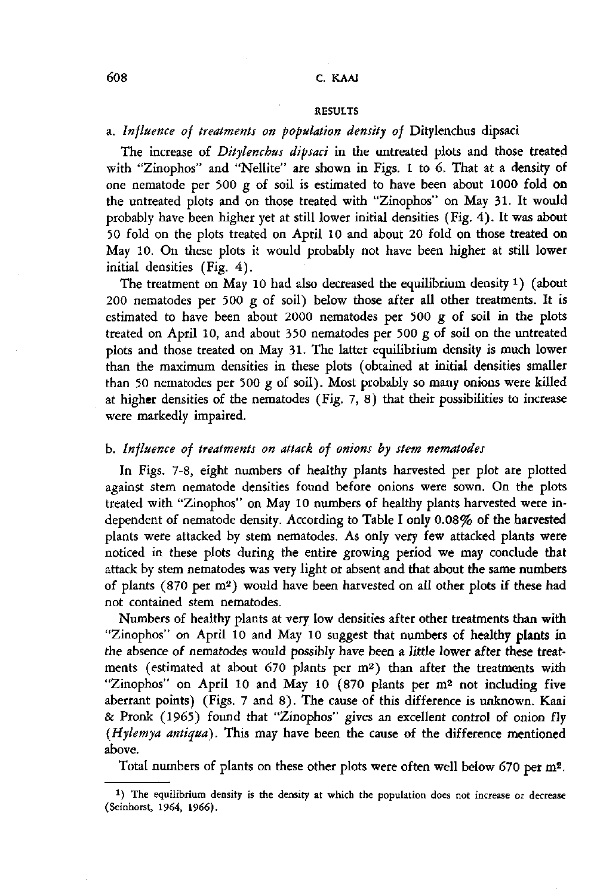## RESULTS

### a. *Influence of treatments on population density of* Ditylenchus dipsaci

The increase of *Ditylenchus dipsaci* in the untreated plots and those treated with "Zinophos" and "Nellite" are shown in Figs. 1 to 6. That at a density of one nematode per 500 g of soil is estimated to have been about 1000 fold on the untreated plots and on those treated with "Zinophos" on May 31. It would probably have been higher yet at still lower initial densities (Fig. 4). It was about 50 fold on the plots treated on April 10 and about 20 fold on those treated on May 10. On these plots it would probably not have been higher at still lower initial densities (Fig. 4).

The treatment on May 10 had also decreased the equilibrium density [1] (about 200 nematodes per 500 g of soil) below those after all other treatments. It is estimated to have been about 2000 nematodes per 500 g of soil in the plots treated on April 10, and about 350 nematodes per 500 g of soil on the untreated plots and those treated on May 31. The latter equilibrium density is much lower than the maximum densities in these plots (obtained at initial densities smaller than 50 nematodes per 500 g of soil). Most probably so many onions were killed at higher densities of the nematodes (Fig. 7, 8) that their possibilities to increase were markedly impaired.

### b. *Influence of treatments on attack of onions by stem nematodes*

In Figs. 7-8, eight numbers of healthy plants harvested per plot are plotted against stem nematode densities found before onions were sown. On the plots treated with "Zinophos" on May 10 numbers of healthy plants harvested were independent of nematode density. According to Table I only 0.08% of the harvested plants were attacked by stem nematodes. As only very few attacked plants were noticed in these plots during the entire growing period we may conclude that attack by stem nematodes was very light or absent and that about the same numbers of plants (870 per m$^2$) would have been harvested on all other plots if these had not contained stem nematodes.

Numbers of healthy plants at very low densities after other treatments than with "Zinophos" on April 10 and May 10 suggest that numbers of healthy plants in the absence of nematodes would possibly have been a little lower after these treatments (estimated at about 670 plants per m$^2$) than after the treatments with "Zinophos" on April 10 and May 10 (870 plants per m$^2$ not including five aberrant points) (Figs. 7 and 8). The cause of this difference is unknown. Kaai & Pronk (1965) found that "Zinophos" gives an excellent control of onion fly (*Hylemya antiqua*). This may have been the cause of the difference mentioned above.

Total numbers of plants on these other plots were often well below 670 per m$^2$.

---

[1] The equilibrium density is the density at which the population does not increase or decrease (Seinhorst, 1964, 1966).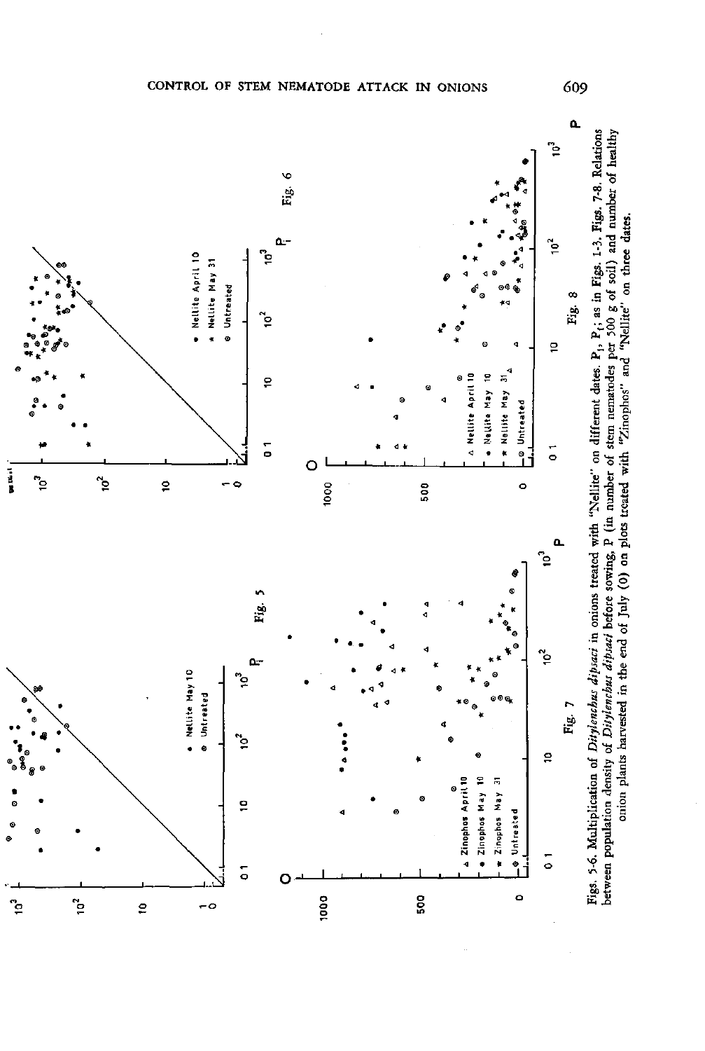Fig. 5

Fig. 6

Fig. 7

Fig. 8

Figs. 5-6. Multiplication of *Ditylenchus dipsaci* in onions treated with "Nellite" on different dates. $P_i$, $P_f$; as in Figs. 1-3. Figs. 7-8. Relations between population density of *Ditylenchus dipsaci* before sowing, P (in number of stem nematodes per 500 g of soil) and number of healthy onion plants harvested in the end of July (O) on plots treated with "Zinophos" and "Nellite" on three dates.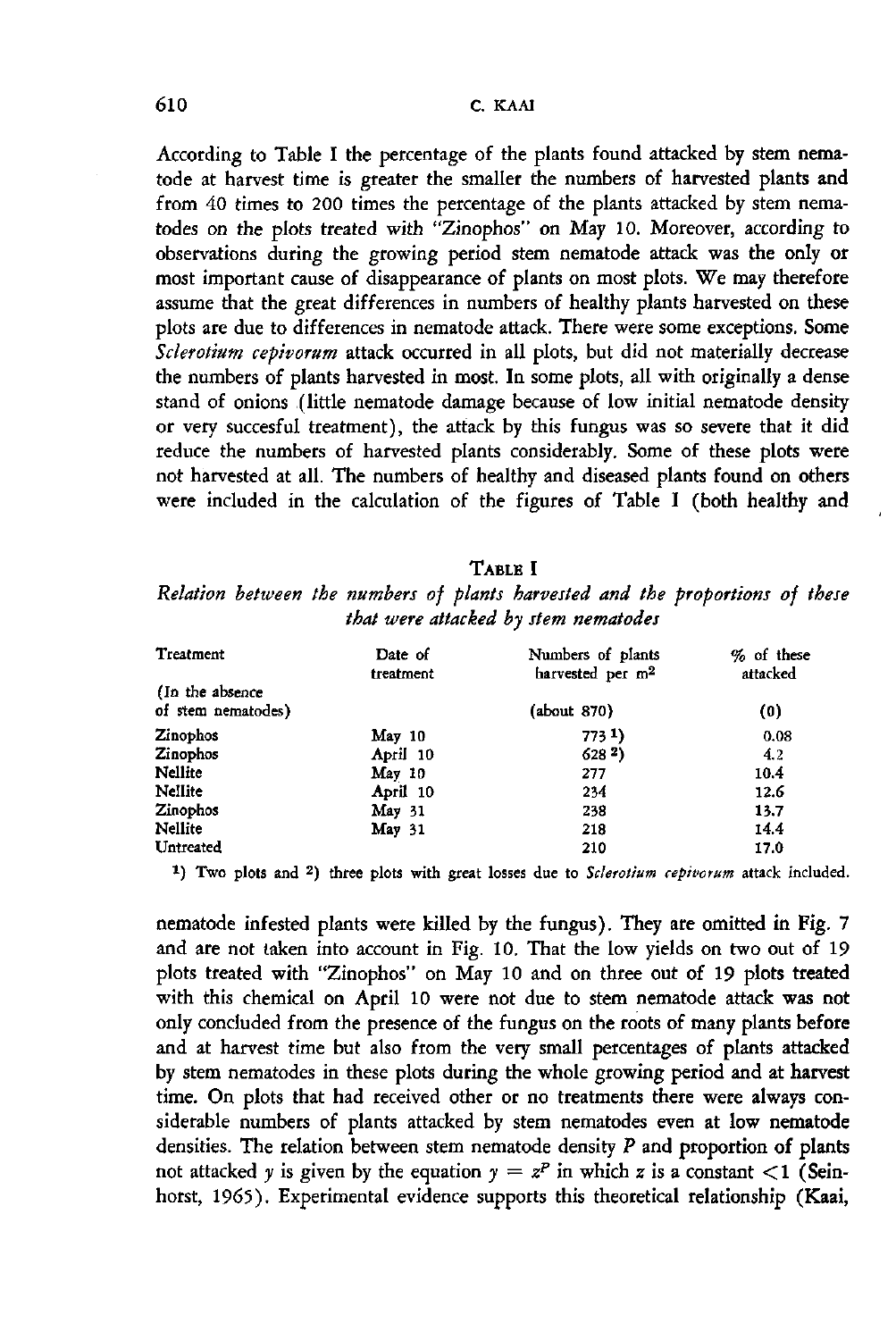According to Table I the percentage of the plants found attacked by stem nematode at harvest time is greater the smaller the numbers of harvested plants and from 40 times to 200 times the percentage of the plants attacked by stem nematodes on the plots treated with "Zinophos" on May 10. Moreover, according to observations during the growing period stem nematode attack was the only or most important cause of disappearance of plants on most plots. We may therefore assume that the great differences in numbers of healthy plants harvested on these plots are due to differences in nematode attack. There were some exceptions. Some *Sclerotium cepivorum* attack occurred in all plots, but did not materially decrease the numbers of plants harvested in most. In some plots, all with originally a dense stand of onions (little nematode damage because of low initial nematode density or very succesful treatment), the attack by this fungus was so severe that it did reduce the numbers of harvested plants considerably. Some of these plots were not harvested at all. The numbers of healthy and diseased plants found on others were included in the calculation of the figures of Table I (both healthy and nematode infested plants were killed by the fungus). They are omitted in Fig. 7 and are not taken into account in Fig. 10. That the low yields on two out of 19 plots treated with "Zinophos" on May 10 and on three out of 19 plots treated with this chemical on April 10 were not due to stem nematode attack was not only concluded from the presence of the fungus on the roots of many plants before and at harvest time but also from the very small percentages of plants attacked by stem nematodes in these plots during the whole growing period and at harvest time. On plots that had received other or no treatments there were always considerable numbers of plants attacked by stem nematodes even at low nematode densities. The relation between stem nematode density $P$ and proportion of plants not attacked $y$ is given by the equation $y = z^P$ in which $z$ is a constant $<1$ (Seinhorst, 1965). Experimental evidence supports this theoretical relationship (Kaai,

TABLE I

*Relation between the numbers of plants harvested and the proportions of these that were attacked by stem nematodes*

| Treatment | Date of treatment | Numbers of plants harvested per $m^2$ | % of these attacked |
|---|---|---|---|
| (In the absence of stem nematodes) | | (about 870) | (0) |
| Zinophos | May 10 | 773 [1] | 0.08 |
| Zinophos | April 10 | 628 [2] | 4.2 |
| Nellite | May 10 | 277 | 10.4 |
| Nellite | April 10 | 234 | 12.6 |
| Zinophos | May 31 | 238 | 13.7 |
| Nellite | May 31 | 218 | 14.4 |
| Untreated | | 210 | 17.0 |

[1]) Two plots and [2]) three plots with great losses due to *Sclerotium cepivorum* attack included.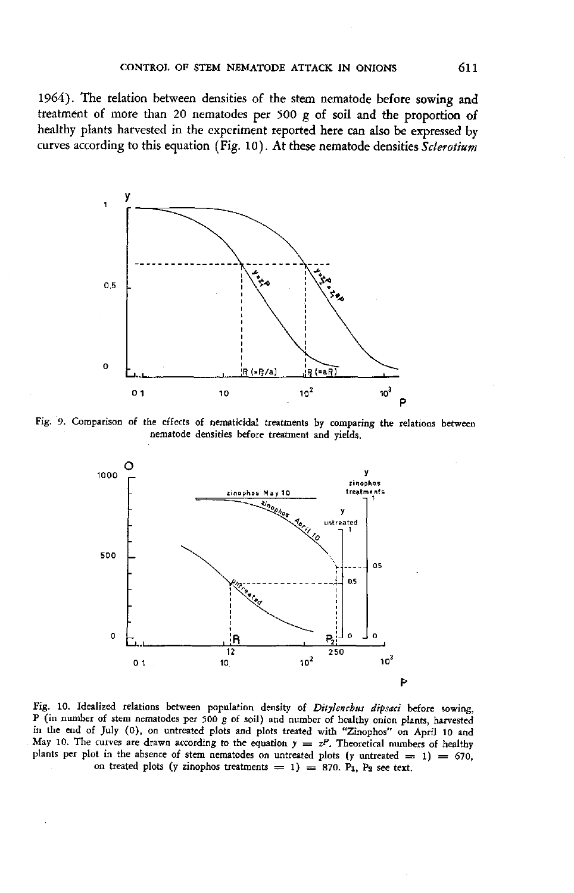1964). The relation between densities of the stem nematode before sowing and treatment of more than 20 nematodes per 500 g of soil and the proportion of healthy plants harvested in the experiment reported here can also be expressed by curves according to this equation (Fig. 10). At these nematode densities *Sclerotium*

Fig. 9. Comparison of the effects of nematicidal treatments by comparing the relations between nematode densities before treatment and yields.

Fig. 10. Idealized relations between population density of *Ditylenchus dipsaci* before sowing, P (in number of stem nematodes per 500 g of soil) and number of healthy onion plants, harvested in the end of July (O), on untreated plots and plots treated with "Zinophos" on April 10 and May 10. The curves are drawn according to the equation $y = z^P$. Theoretical numbers of healthy plants per plot in the absence of stem nematodes on untreated plots (y untreated = 1) = 670, on treated plots (y zinophos treatments = 1) = 870. $P_1$, $P_2$ see text.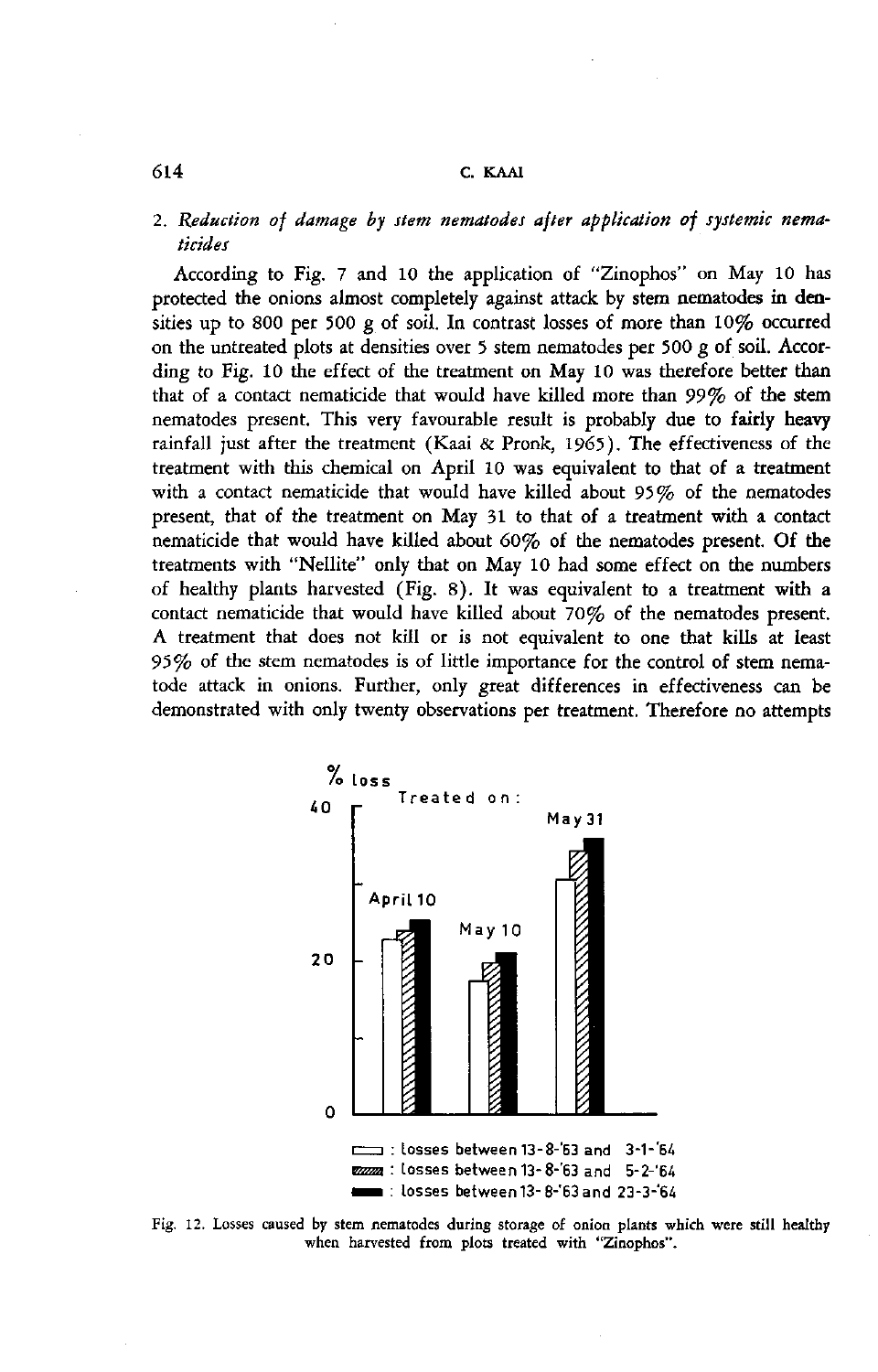2. *Reduction of damage by stem nematodes after application of systemic nematicides*

According to Fig. 7 and 10 the application of "Zinophos" on May 10 has protected the onions almost completely against attack by stem nematodes in densities up to 800 per 500 g of soil. In contrast losses of more than 10% occurred on the untreated plots at densities over 5 stem nematodes per 500 g of soil. According to Fig. 10 the effect of the treatment on May 10 was therefore better than that of a contact nematicide that would have killed more than 99% of the stem nematodes present. This very favourable result is probably due to fairly heavy rainfall just after the treatment (Kaai & Pronk, 1965). The effectiveness of the treatment with this chemical on April 10 was equivalent to that of a treatment with a contact nematicide that would have killed about 95% of the nematodes present, that of the treatment on May 31 to that of a treatment with a contact nematicide that would have killed about 60% of the nematodes present. Of the treatments with "Nellite" only that on May 10 had some effect on the numbers of healthy plants harvested (Fig. 8). It was equivalent to a treatment with a contact nematicide that would have killed about 70% of the nematodes present. A treatment that does not kill or is not equivalent to one that kills at least 95% of the stem nematodes is of little importance for the control of stem nematode attack in onions. Further, only great differences in effectiveness can be demonstrated with only twenty observations per treatment. Therefore no attempts

Fig. 12. Losses caused by stem nematodes during storage of onion plants which were still healthy when harvested from plots treated with "Zinophos".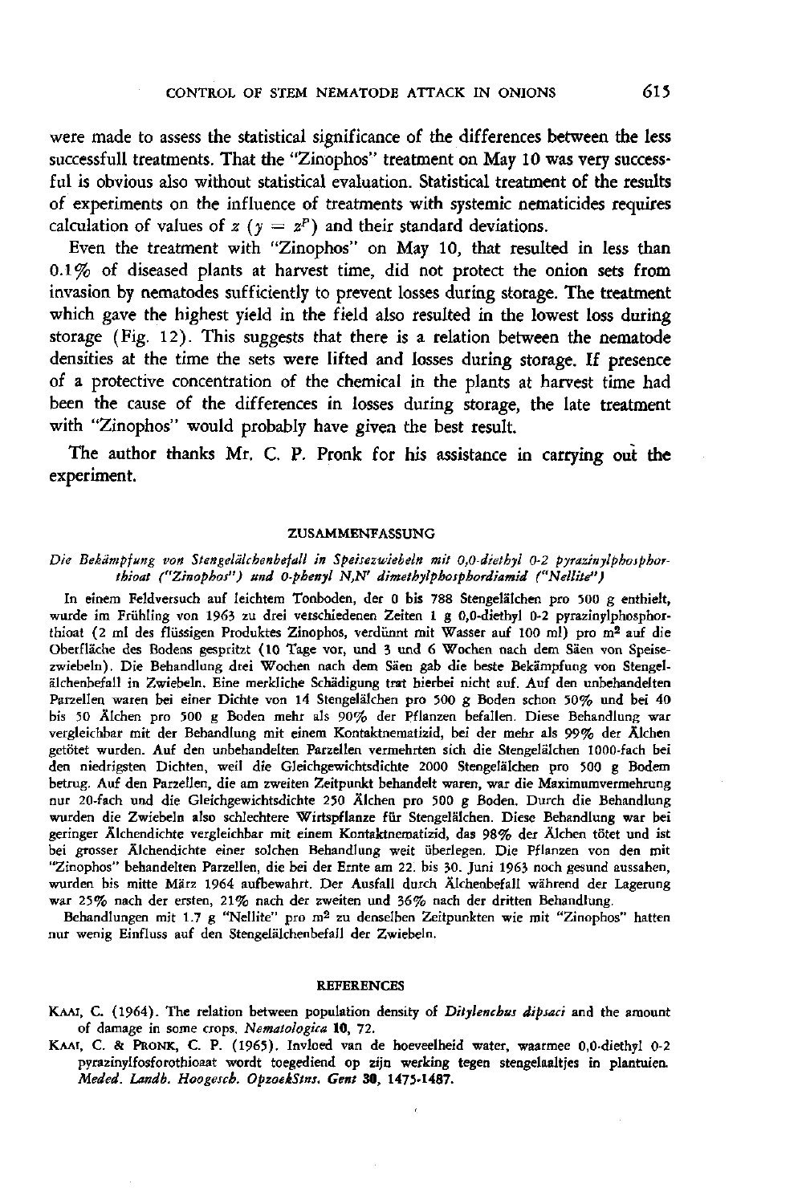were made to assess the statistical significance of the differences between the less successfull treatments. That the "Zinophos" treatment on May 10 was very successful is obvious also without statistical evaluation. Statistical treatment of the results of experiments on the influence of treatments with systemic nematicides requires calculation of values of $z$ ($y = z^P$) and their standard deviations.

Even the treatment with "Zinophos" on May 10, that resulted in less than 0.1% of diseased plants at harvest time, did not protect the onion sets from invasion by nematodes sufficiently to prevent losses during storage. The treatment which gave the highest yield in the field also resulted in the lowest loss during storage (Fig. 12). This suggests that there is a relation between the nematode densities at the time the sets were lifted and losses during storage. If presence of a protective concentration of the chemical in the plants at harvest time had been the cause of the differences in losses during storage, the late treatment with "Zinophos" would probably have given the best result.

The author thanks Mr. C. P. Pronk for his assistance in carrying out the experiment.

## ZUSAMMENFASSUNG

*Die Bekämpfung von Stengelälchenbefall in Speisezwiebeln mit 0,0-diethyl 0-2 pyrazinylphosphorthioat ("Zinophos") und 0-phenyl N,N' dimethylphosphordiamid ("Nellite")*

In einem Feldversuch auf leichtem Tonboden, der 0 bis 788 Stengelälchen pro 500 g enthielt, wurde im Frühling von 1963 zu drei verschiedenen Zeiten 1 g 0,0-diethyl 0-2 pyrazinylphosphorthioat (2 ml des flüssigen Produktes Zinophos, verdünnt mit Wasser auf 100 ml) pro $m^2$ auf die Oberfläche des Bodens gespritzt (10 Tage vor, und 3 und 6 Wochen nach dem Säen von Speisezwiebeln). Die Behandlung drei Wochen nach dem Säen gab die beste Bekämpfung von Stengelälchenbefall in Zwiebeln. Eine merkliche Schädigung trat hierbei nicht auf. Auf den unbehandelten Parzellen waren bei einer Dichte von 14 Stengelälchen pro 500 g Boden schon 50% und bei 40 bis 50 Älchen pro 500 g Boden mehr als 90% der Pflanzen befallen. Diese Behandlung war vergleichbar mit der Behandlung mit einem Kontaktnematizid, bei der mehr als 99% der Älchen getötet wurden. Auf den unbehandelten Parzellen vermehrten sich die Stengelälchen 1000-fach bei den niedrigsten Dichten, weil die Gleichgewichtsdichte 2000 Stengelälchen pro 500 g Bodem betrug. Auf den Parzellen, die am zweiten Zeitpunkt behandelt waren, war die Maximumvermehrung nur 20-fach und die Gleichgewichtsdichte 250 Älchen pro 500 g Boden. Durch die Behandlung wurden die Zwiebeln also schlechtere Wirtspflanze für Stengelälchen. Diese Behandlung war bei geringer Älchendichte vergleichbar mit einem Kontaktnematizid, das 98% der Älchen tötet und ist bei grosser Älchendichte einer solchen Behandlung weit überlegen. Die Pflanzen von den mit "Zinophos" behandelten Parzellen, die bei der Ernte am 22. bis 30. Juni 1963 noch gesund aussahen, wurden bis mitte März 1964 aufbewahrt. Der Ausfall durch Älchenbefall während der Lagerung war 25% nach der ersten, 21% nach der zweiten und 36% nach der dritten Behandlung.

Behandlungen mit 1.7 g "Nellite" pro $m^2$ zu denselben Zeitpunkten wie mit "Zinophos" hatten nur wenig Einfluss auf den Stengelälchenbefall der Zwiebeln.

## REFERENCES

KAAI, C. (1964). The relation between population density of *Ditylenchus dipsaci* and the amount of damage in some crops. *Nematologica* **10**, 72.

KAAI, C. & PRONK, C. P. (1965). Invloed van de hoeveelheid water, waarmee 0,0-diethyl 0-2 pyrazinylfosforothioaat wordt toegediend op zijn werking tegen stengelaaltjes in plantuien. *Meded. Landb. Hoogesch. OpzoekStns. Gent* **30**, 1475-1487.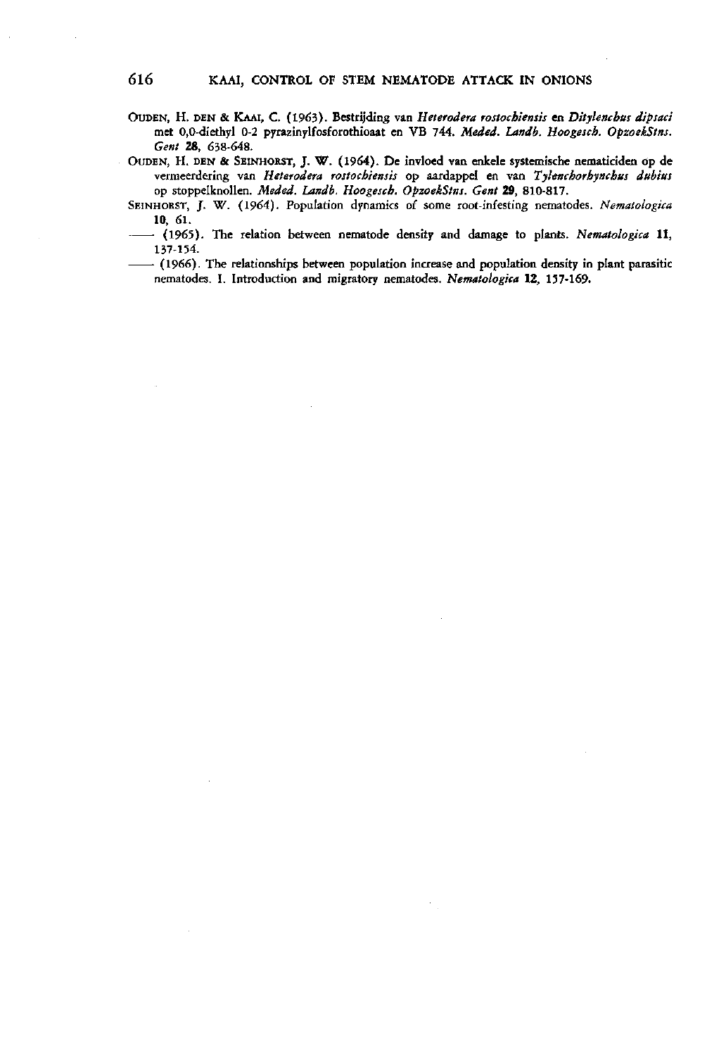OUDEN, H. DEN & KAAI, C. (1963). Bestrijding van *Heterodera rostochiensis* en *Ditylenchus dipsaci* met 0,0-diethyl 0-2 pyrazinylfosforothioaat en VB 744. *Meded. Landb. Hoogesch. OpzoekStns. Gent* **28**, 638-648.

OUDEN, H. DEN & SEINHORST, J. W. (1964). De invloed van enkele systemische nematiciden op de vermeerdering van *Heterodera rostochiensis* op aardappel en van *Tylenchorhynchus dubius* op stoppelknollen. *Meded. Landb. Hoogesch. OpzoekStns. Gent* **29**, 810-817.

SEINHORST, J. W. (1964). Population dynamics of some root-infesting nematodes. *Nematologica* **10**, 61.

—— (1965). The relation between nematode density and damage to plants. *Nematologica* **11**, 137-154.

—— (1966). The relationships between population increase and population density in plant parasitic nematodes. I. Introduction and migratory nematodes. *Nematologica* **12**, 157-169.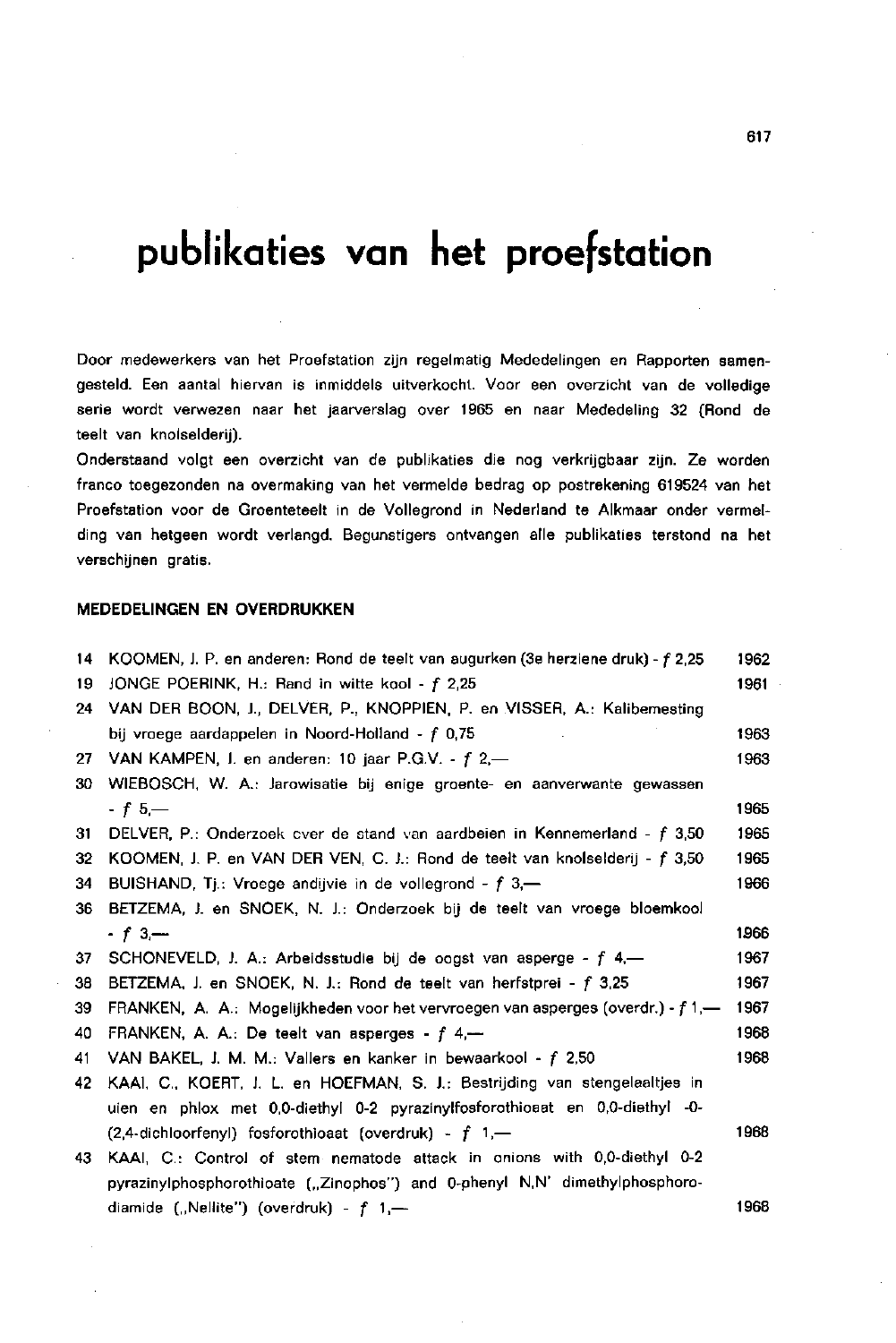# publikaties van het proefstation

Door medewerkers van het Proefstation zijn regelmatig Mededelingen en Rapporten samengesteld. Een aantal hiervan is inmiddels uitverkocht. Voor een overzicht van de volledige serie wordt verwezen naar het jaarverslag over 1965 en naar Mededeling 32 (Rond de teelt van knolselderij).

Onderstaand volgt een overzicht van de publikaties die nog verkrijgbaar zijn. Ze worden franco toegezonden na overmaking van het vermelde bedrag op postrekening 619524 van het Proefstation voor de Groenteteelt in de Vollegrond in Nederland te Alkmaar onder vermelding van hetgeen wordt verlangd. Begunstigers ontvangen alle publikaties terstond na het verschijnen gratis.

**MEDEDELINGEN EN OVERDRUKKEN**

| | | |
|---|---|---|
| 14 | KOOMEN, J. P. en anderen: Rond de teelt van augurken (3e herziene druk) - *f* 2,25 | 1962 |
| 19 | JONGE POERINK, H.: Rand in witte kool - *f* 2,25 | 1961 |
| 24 | VAN DER BOON, J., DELVER, P., KNOPPIEN, P. en VISSER, A.: Kalibemesting bij vroege aardappelen in Noord-Holland - *f* 0,75 | 1963 |
| 27 | VAN KAMPEN, J. en anderen: 10 jaar P.G.V. - *f* 2,— | 1963 |
| 30 | WIEBOSCH, W. A.: Jarowisatie bij enige groente- en aanverwante gewassen - *f* 5,— | 1965 |
| 31 | DELVER, P.: Onderzoek over de stand van aardbeien in Kennemerland - *f* 3,50 | 1965 |
| 32 | KOOMEN, J. P. en VAN DER VEN, C. J.: Rond de teelt van knolselderij - *f* 3,50 | 1965 |
| 34 | BUISHAND, Tj.: Vroege andijvie in de vollegrond - *f* 3,— | 1966 |
| 36 | BETZEMA, J. en SNOEK, N. J.: Onderzoek bij de teelt van vroege bloemkool - *f* 3,— | 1966 |
| 37 | SCHONEVELD, J. A.: Arbeidsstudie bij de oogst van asperge - *f* 4,— | 1967 |
| 38 | BETZEMA, J. en SNOEK, N. J.: Rond de teelt van herfstprei - *f* 3,25 | 1967 |
| 39 | FRANKEN, A. A.: Mogelijkheden voor het vervroegen van asperges (overdr.) - *f* 1,— | 1967 |
| 40 | FRANKEN, A. A.: De teelt van asperges - *f* 4,— | 1968 |
| 41 | VAN BAKEL, J. M. M.: Vallers en kanker in bewaarkool - *f* 2,50 | 1968 |
| 42 | KAAI, C., KOERT, J. L. en HOEFMAN, S. J.: Bestrijding van stengelaaltjes in uien en phlox met 0,0-diethyl 0-2 pyrazinylfosforothioaat en 0,0-diethyl -0-(2,4-dichloorfenyl) fosforothioaat (overdruk) - *f* 1,— | 1968 |
| 43 | KAAI, C.: Control of stem nematode attack in onions with 0,0-diethyl 0-2 pyrazinylphosphorothioate („Zinophos") and 0-phenyl N,N' dimethylphosphorodiamide („Nellite") (overdruk) - *f* 1,— | 1968 |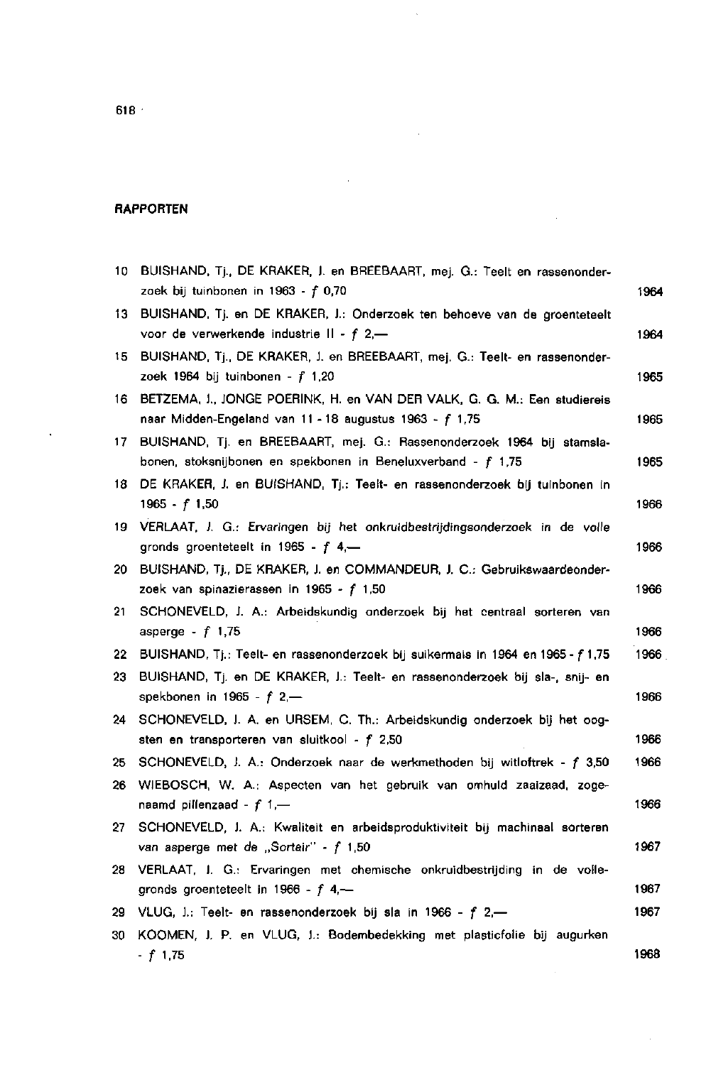## RAPPORTEN

| | | |
|---|---|---|
| 10 | BUISHAND, Tj., DE KRAKER, J. en BREEBAART, mej. G.: Teelt en rassenonderzoek bij tuinbonen in 1963 - *f* 0,70 | 1964 |
| 13 | BUISHAND, Tj. en DE KRAKER, J.: Onderzoek ten behoeve van de groenteteelt voor de verwerkende industrie II - *f* 2,— | 1964 |
| 15 | BUISHAND, Tj., DE KRAKER, J. en BREEBAART, mej. G.: Teelt- en rassenonderzoek 1964 bij tuinbonen - *f* 1,20 | 1965 |
| 16 | BETZEMA, J., JONGE POERINK, H. en VAN DER VALK, G. G. M.: Een studiereis naar Midden-Engeland van 11 - 18 augustus 1963 - *f* 1,75 | 1965 |
| 17 | BUISHAND, Tj. en BREEBAART, mej. G.: Rassenonderzoek 1964 bij stamslabonen, stoksnijbonen en spekbonen in Beneluxverband - *f* 1,75 | 1965 |
| 18 | DE KRAKER, J. en BUISHAND, Tj.: Teelt- en rassenonderzoek bij tuinbonen in 1965 - *f* 1,50 | 1966 |
| 19 | VERLAAT, J. G.: Ervaringen bij het onkruidbestrijdingsonderzoek in de volle gronds groenteteelt in 1965 - *f* 4,— | 1966 |
| 20 | BUISHAND, Tj., DE KRAKER, J. en COMMANDEUR, J. C.: Gebruikswaardeonderzoek van spinazierassen in 1965 - *f* 1,50 | 1966 |
| 21 | SCHONEVELD, J. A.: Arbeidskundig onderzoek bij het centraal sorteren van asperge - *f* 1,75 | 1966 |
| 22 | BUISHAND, Tj.: Teelt- en rassenonderzoek bij suikermais in 1964 en 1965 - *f* 1,75 | 1966 |
| 23 | BUISHAND, Tj. en DE KRAKER, J.: Teelt- en rassenonderzoek bij sla-, snij- en spekbonen in 1965 - *f* 2,— | 1966 |
| 24 | SCHONEVELD, J. A. en URSEM, C. Th.: Arbeidskundig onderzoek bij het oogsten en transporteren van sluitkool - *f* 2,50 | 1966 |
| 25 | SCHONEVELD, J. A.: Onderzoek naar de werkmethoden bij witloftrek - *f* 3,50 | 1966 |
| 26 | WIEBOSCH, W. A.: Aspecten van het gebruik van omhuld zaaizaad, zogenaamd pillenzaad - *f* 1,— | 1966 |
| 27 | SCHONEVELD, J. A.: Kwaliteit en arbeidsproduktiviteit bij machinaal sorteren van asperge met de „Sortair" - *f* 1,50 | 1967 |
| 28 | VERLAAT, J. G.: Ervaringen met chemische onkruidbestrijding in de vollegronds groenteteelt in 1966 - *f* 4,— | 1967 |
| 29 | VLUG, J.: Teelt- en rassenonderzoek bij sla in 1966 - *f* 2,— | 1967 |
| 30 | KOOMEN, J. P. en VLUG, J.: Bodembedekking met plasticfolie bij augurken - *f* 1,75 | 1968 |